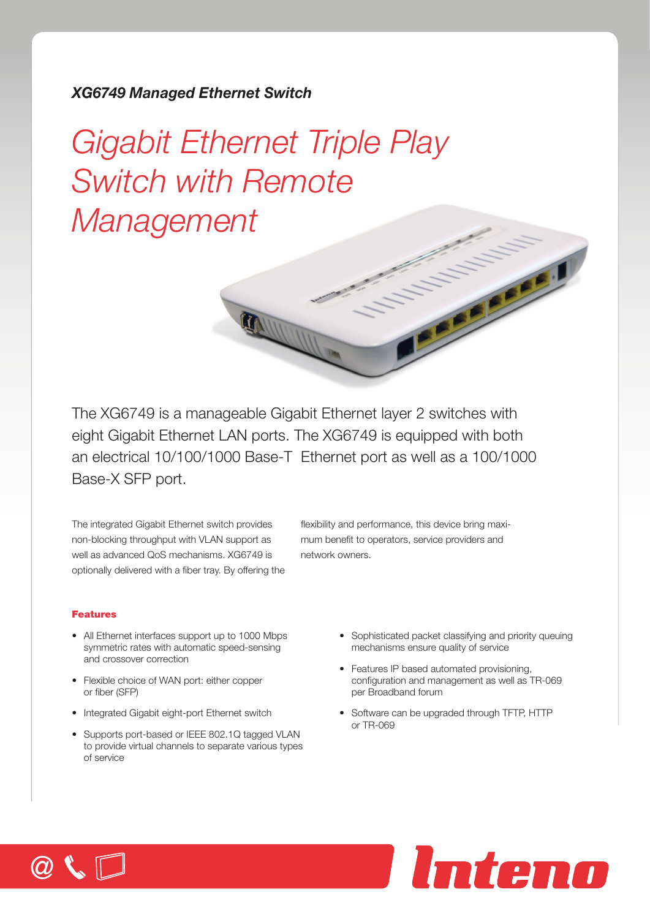***XG6749 Managed Ethernet Switch***

# *Gigabit Ethernet Triple Play Switch with Remote Management*

The XG6749 is a manageable Gigabit Ethernet layer 2 switches with eight Gigabit Ethernet LAN ports. The XG6749 is equipped with both an electrical 10/100/1000 Base-T Ethernet port as well as a 100/1000 Base-X SFP port.

The integrated Gigabit Ethernet switch provides non-blocking throughput with VLAN support as well as advanced QoS mechanisms. XG6749 is optionally delivered with a fiber tray. By offering the flexibility and performance, this device bring maximum benefit to operators, service providers and network owners.

### Features

- All Ethernet interfaces support up to 1000 Mbps symmetric rates with automatic speed-sensing and crossover correction
- Flexible choice of WAN port: either copper or fiber (SFP)
- Integrated Gigabit eight-port Ethernet switch
- Supports port-based or IEEE 802.1Q tagged VLAN to provide virtual channels to separate various types of service
- Sophisticated packet classifying and priority queuing mechanisms ensure quality of service
- Features IP based automated provisioning, configuration and management as well as TR-069 per Broadband forum
- Software can be upgraded through TFTP, HTTP or TR-069

Inteno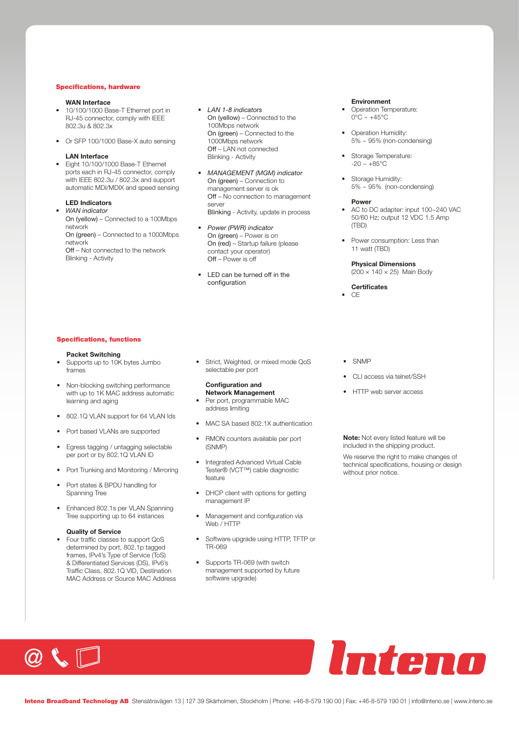## Specifications, hardware

**WAN Interface**

- 10/100/1000 Base-T Ethernet port in RJ-45 connector, comply with IEEE 802.3u & 802.3x
- Or SFP 100/1000 Base-X auto sensing

**LAN Interface**

- Eight 10/100/1000 Base-T Ethernet ports each in RJ-45 connector, comply with IEEE 802.3u / 802.3x and support automatic MDI/MDIX and speed sensing

**LED Indicators**

- *WAN indicator*
  On (yellow) – Connected to a 100Mbps network
  On (green) – Connected to a 1000Mbps network
  Off – Not connected to the network
  Blinking - Activity
- *LAN 1-8 indicators*
  On (yellow) – Connected to the 100Mbps network
  On (green) – Connected to the 1000Mbps network
  Off – LAN not connected
  Blinking - Activity
- *MANAGEMENT (MGM) indicator*
  On (green) – Connection to management server is ok
  Off – No connection to management server
  Blinking - Activity, update in process
- *Power (PWR) indicator*
  On (green) – Power is on
  On (red) – Startup failure (please contact your operator)
  Off – Power is off
- LED can be turned off in the configuration

**Environment**

- Operation Temperature:
  0°C ~ +45°C
- Operation Humidity:
  5% ~ 95% (non-condensing)
- Storage Temperature:
  -20 ~ +85°C
- Storage Humidity:
  5% ~ 95% (non-condensing)

**Power**

- AC to DC adapter: input 100~240 VAC 50/60 Hz; output 12 VDC 1.5 Amp (TBD)
- Power consumption: Less than 11 watt (TBD)

**Physical Dimensions**

(200 × 140 × 25) Main Body

**Certificates**

- CE

## Specifications, functions

**Packet Switching**

- Supports up to 10K bytes Jumbo frames
- Non-blocking switching performance with up to 1K MAC address automatic learning and aging
- 802.1Q VLAN support for 64 VLAN Ids
- Port based VLANs are supported
- Egress tagging / untagging selectable per port or by 802.1Q VLAN ID
- Port Trunking and Monitoring / Mirroring
- Port states & BPDU handling for Spanning Tree
- Enhanced 802.1s per VLAN Spanning Tree supporting up to 64 instances

**Quality of Service**

- Four traffic classes to support QoS determined by port, 802.1p tagged frames, IPv4's Type of Service (ToS) & Differentiated Services (DS), IPv6's Traffic Class, 802.1Q VID, Destination MAC Address or Source MAC Address
- Strict, Weighted, or mixed mode QoS selectable per port

**Configuration and Network Management**

- Per port, programmable MAC address limiting
- MAC SA based 802.1X authentication
- RMON counters available per port (SNMP)
- Integrated Advanced Virtual Cable Tester® (VCT™) cable diagnostic feature
- DHCP client with options for getting management IP
- Management and configuration via Web / HTTP
- Software upgrade using HTTP, TFTP or TR-069
- Supports TR-069 (with switch management supported by future software upgrade)
- SNMP
- CLI access via telnet/SSH
- HTTP web server access

**Note:** Not every listed feature will be included in the shipping product.

We reserve the right to make changes of technical specifications, housing or design without prior notice.

Inteno

**Inteno Broadband Technology AB** Stensätravägen 13 | 127 39 Skärholmen, Stockholm | Phone: +46-8-579 190 00 | Fax: +46-8-579 190 01 | info@inteno.se | www.inteno.se